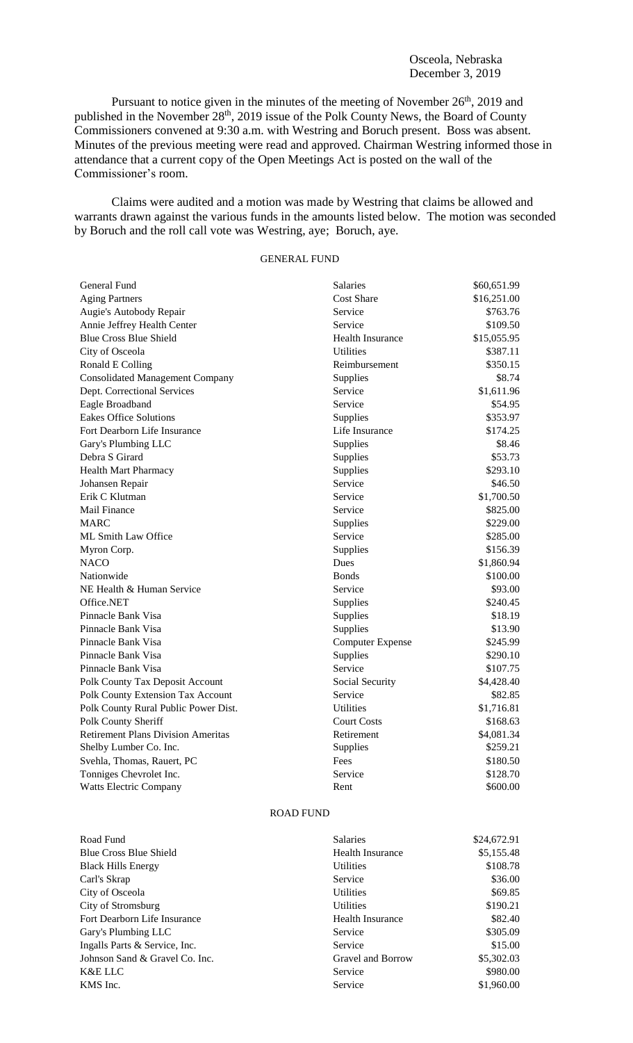Osceola, Nebraska
December 3, 2019

Pursuant to notice given in the minutes of the meeting of November 26th, 2019 and published in the November 28th, 2019 issue of the Polk County News, the Board of County Commissioners convened at 9:30 a.m. with Westring and Boruch present. Boss was absent. Minutes of the previous meeting were read and approved. Chairman Westring informed those in attendance that a current copy of the Open Meetings Act is posted on the wall of the Commissioner's room.

Claims were audited and a motion was made by Westring that claims be allowed and warrants drawn against the various funds in the amounts listed below. The motion was seconded by Boruch and the roll call vote was Westring, aye; Boruch, aye.

## GENERAL FUND

| | | |
|---|---|---|
| General Fund | Salaries | $60,651.99 |
| Aging Partners | Cost Share | $16,251.00 |
| Augie's Autobody Repair | Service | $763.76 |
| Annie Jeffrey Health Center | Service | $109.50 |
| Blue Cross Blue Shield | Health Insurance | $15,055.95 |
| City of Osceola | Utilities | $387.11 |
| Ronald E Colling | Reimbursement | $350.15 |
| Consolidated Management Company | Supplies | $8.74 |
| Dept. Correctional Services | Service | $1,611.96 |
| Eagle Broadband | Service | $54.95 |
| Eakes Office Solutions | Supplies | $353.97 |
| Fort Dearborn Life Insurance | Life Insurance | $174.25 |
| Gary's Plumbing LLC | Supplies | $8.46 |
| Debra S Girard | Supplies | $53.73 |
| Health Mart Pharmacy | Supplies | $293.10 |
| Johansen Repair | Service | $46.50 |
| Erik C Klutman | Service | $1,700.50 |
| Mail Finance | Service | $825.00 |
| MARC | Supplies | $229.00 |
| ML Smith Law Office | Service | $285.00 |
| Myron Corp. | Supplies | $156.39 |
| NACO | Dues | $1,860.94 |
| Nationwide | Bonds | $100.00 |
| NE Health & Human Service | Service | $93.00 |
| Office.NET | Supplies | $240.45 |
| Pinnacle Bank Visa | Supplies | $18.19 |
| Pinnacle Bank Visa | Supplies | $13.90 |
| Pinnacle Bank Visa | Computer Expense | $245.99 |
| Pinnacle Bank Visa | Supplies | $290.10 |
| Pinnacle Bank Visa | Service | $107.75 |
| Polk County Tax Deposit Account | Social Security | $4,428.40 |
| Polk County Extension Tax Account | Service | $82.85 |
| Polk County Rural Public Power Dist. | Utilities | $1,716.81 |
| Polk County Sheriff | Court Costs | $168.63 |
| Retirement Plans Division Ameritas | Retirement | $4,081.34 |
| Shelby Lumber Co. Inc. | Supplies | $259.21 |
| Svehla, Thomas, Rauert, PC | Fees | $180.50 |
| Tonniges Chevrolet Inc. | Service | $128.70 |
| Watts Electric Company | Rent | $600.00 |

## ROAD FUND

| | | |
|---|---|---|
| Road Fund | Salaries | $24,672.91 |
| Blue Cross Blue Shield | Health Insurance | $5,155.48 |
| Black Hills Energy | Utilities | $108.78 |
| Carl's Skrap | Service | $36.00 |
| City of Osceola | Utilities | $69.85 |
| City of Stromsburg | Utilities | $190.21 |
| Fort Dearborn Life Insurance | Health Insurance | $82.40 |
| Gary's Plumbing LLC | Service | $305.09 |
| Ingalls Parts & Service, Inc. | Service | $15.00 |
| Johnson Sand & Gravel Co. Inc. | Gravel and Borrow | $5,302.03 |
| K&E LLC | Service | $980.00 |
| KMS Inc. | Service | $1,960.00 |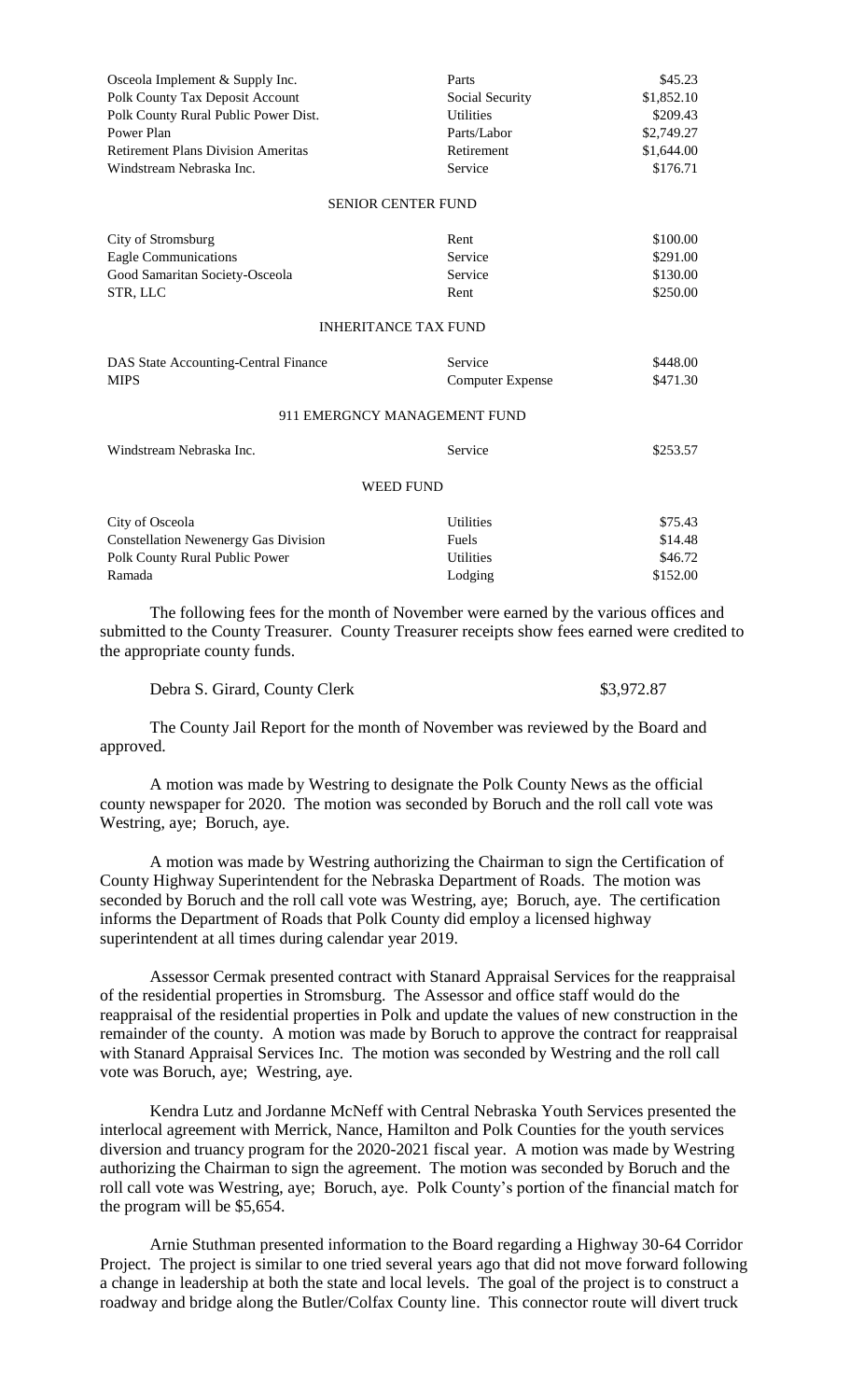| | | |
|---|---|---|
| Osceola Implement & Supply Inc. | Parts | \$45.23 |
| Polk County Tax Deposit Account | Social Security | \$1,852.10 |
| Polk County Rural Public Power Dist. | Utilities | \$209.43 |
| Power Plan | Parts/Labor | \$2,749.27 |
| Retirement Plans Division Ameritas | Retirement | \$1,644.00 |
| Windstream Nebraska Inc. | Service | \$176.71 |

SENIOR CENTER FUND

| | | |
|---|---|---|
| City of Stromsburg | Rent | \$100.00 |
| Eagle Communications | Service | \$291.00 |
| Good Samaritan Society-Osceola | Service | \$130.00 |
| STR, LLC | Rent | \$250.00 |

INHERITANCE TAX FUND

| | | |
|---|---|---|
| DAS State Accounting-Central Finance | Service | \$448.00 |
| MIPS | Computer Expense | \$471.30 |

911 EMERGNCY MANAGEMENT FUND

| | | |
|---|---|---|
| Windstream Nebraska Inc. | Service | \$253.57 |

WEED FUND

| | | |
|---|---|---|
| City of Osceola | Utilities | \$75.43 |
| Constellation Newenergy Gas Division | Fuels | \$14.48 |
| Polk County Rural Public Power | Utilities | \$46.72 |
| Ramada | Lodging | \$152.00 |

The following fees for the month of November were earned by the various offices and submitted to the County Treasurer. County Treasurer receipts show fees earned were credited to the appropriate county funds.

Debra S. Girard, County Clerk $3,972.87

The County Jail Report for the month of November was reviewed by the Board and approved.

A motion was made by Westring to designate the Polk County News as the official county newspaper for 2020. The motion was seconded by Boruch and the roll call vote was Westring, aye; Boruch, aye.

A motion was made by Westring authorizing the Chairman to sign the Certification of County Highway Superintendent for the Nebraska Department of Roads. The motion was seconded by Boruch and the roll call vote was Westring, aye; Boruch, aye. The certification informs the Department of Roads that Polk County did employ a licensed highway superintendent at all times during calendar year 2019.

Assessor Cermak presented contract with Stanard Appraisal Services for the reappraisal of the residential properties in Stromsburg. The Assessor and office staff would do the reappraisal of the residential properties in Polk and update the values of new construction in the remainder of the county. A motion was made by Boruch to approve the contract for reappraisal with Stanard Appraisal Services Inc. The motion was seconded by Westring and the roll call vote was Boruch, aye; Westring, aye.

Kendra Lutz and Jordanne McNeff with Central Nebraska Youth Services presented the interlocal agreement with Merrick, Nance, Hamilton and Polk Counties for the youth services diversion and truancy program for the 2020-2021 fiscal year. A motion was made by Westring authorizing the Chairman to sign the agreement. The motion was seconded by Boruch and the roll call vote was Westring, aye; Boruch, aye. Polk County's portion of the financial match for the program will be $5,654.

Arnie Stuthman presented information to the Board regarding a Highway 30-64 Corridor Project. The project is similar to one tried several years ago that did not move forward following a change in leadership at both the state and local levels. The goal of the project is to construct a roadway and bridge along the Butler/Colfax County line. This connector route will divert truck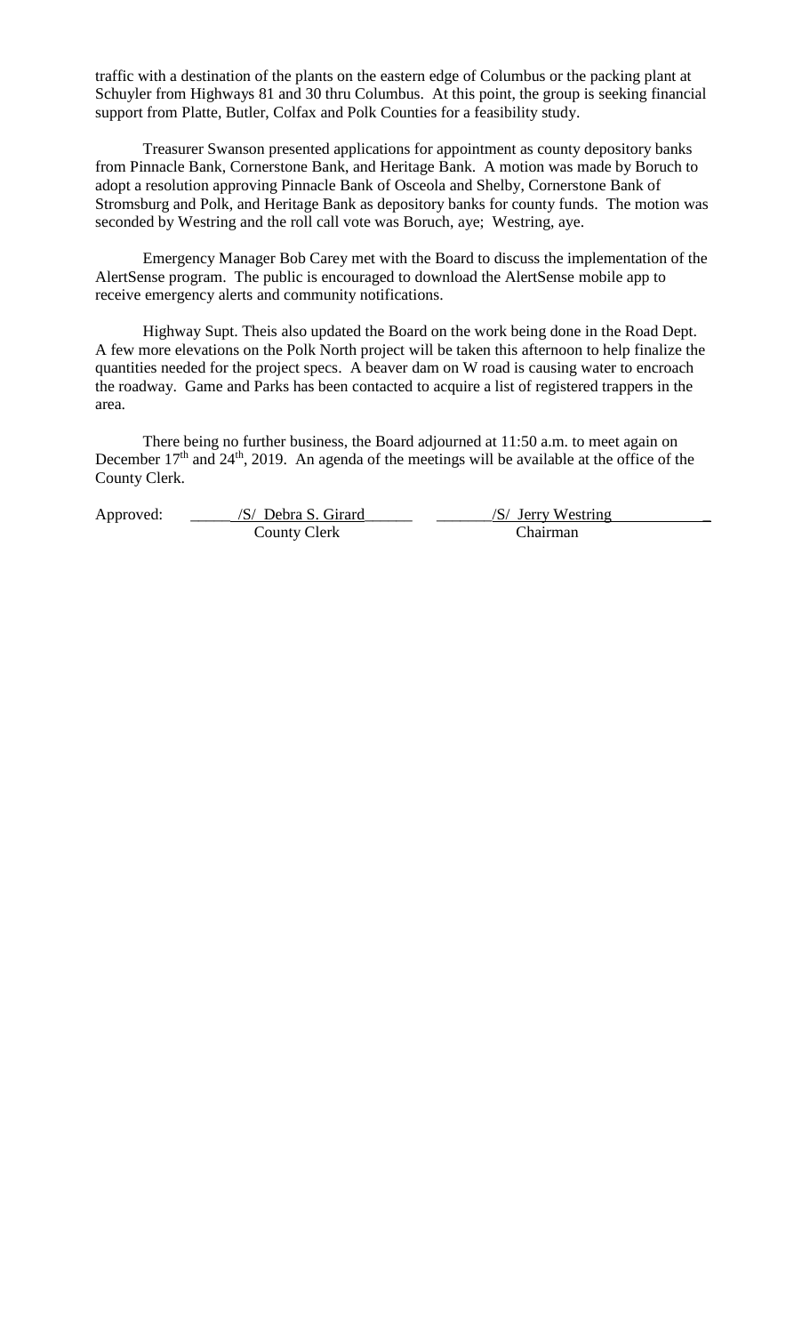traffic with a destination of the plants on the eastern edge of Columbus or the packing plant at Schuyler from Highways 81 and 30 thru Columbus. At this point, the group is seeking financial support from Platte, Butler, Colfax and Polk Counties for a feasibility study.

Treasurer Swanson presented applications for appointment as county depository banks from Pinnacle Bank, Cornerstone Bank, and Heritage Bank. A motion was made by Boruch to adopt a resolution approving Pinnacle Bank of Osceola and Shelby, Cornerstone Bank of Stromsburg and Polk, and Heritage Bank as depository banks for county funds. The motion was seconded by Westring and the roll call vote was Boruch, aye; Westring, aye.

Emergency Manager Bob Carey met with the Board to discuss the implementation of the AlertSense program. The public is encouraged to download the AlertSense mobile app to receive emergency alerts and community notifications.

Highway Supt. Theis also updated the Board on the work being done in the Road Dept. A few more elevations on the Polk North project will be taken this afternoon to help finalize the quantities needed for the project specs. A beaver dam on W road is causing water to encroach the roadway. Game and Parks has been contacted to acquire a list of registered trappers in the area.

There being no further business, the Board adjourned at 11:50 a.m. to meet again on December 17th and 24th, 2019. An agenda of the meetings will be available at the office of the County Clerk.

Approved: /S/ Debra S. Girard — County Clerk

/S/ Jerry Westring — Chairman